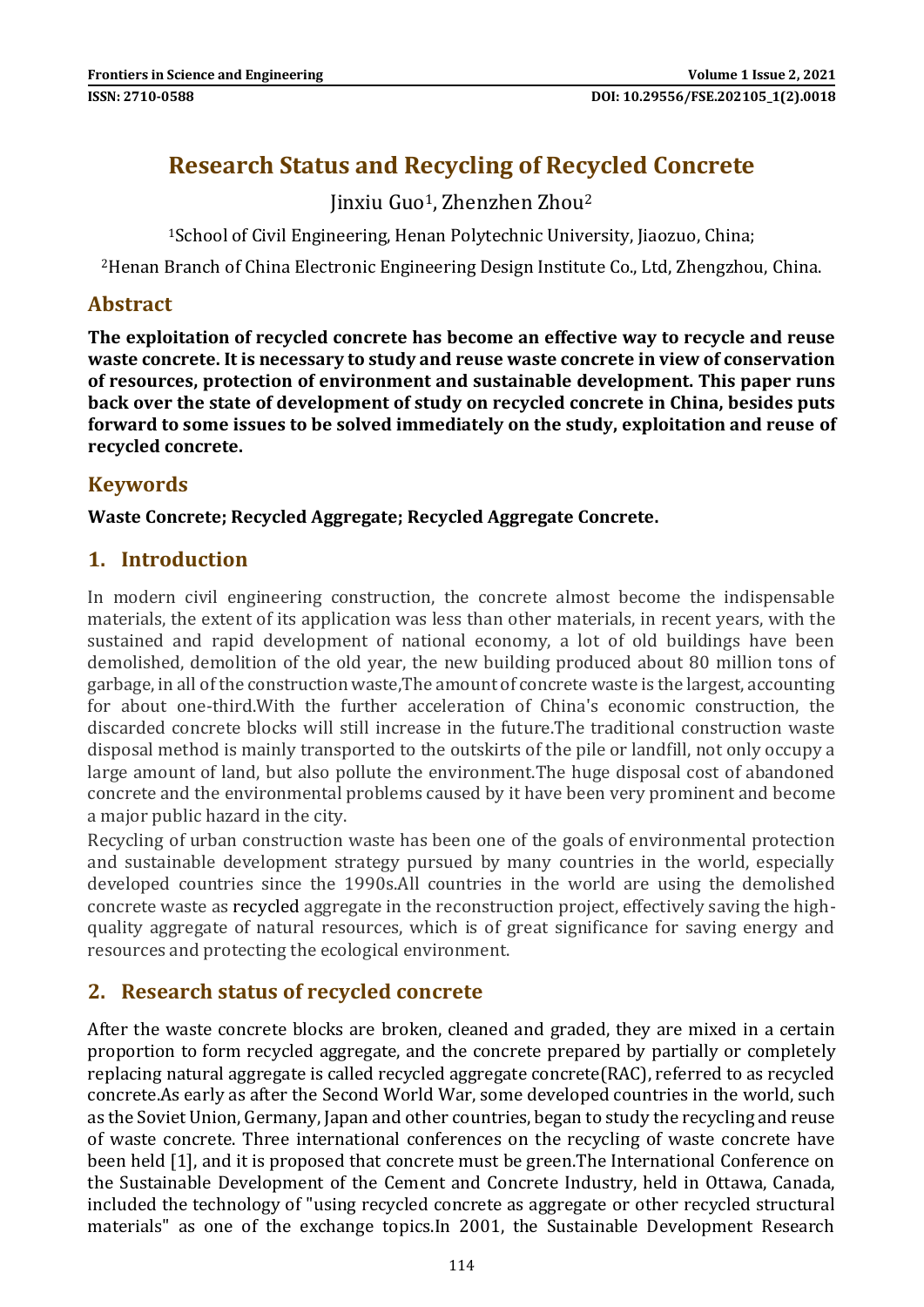# Research Status and Recycling of Recycled Concrete

Jinxiu Guo[1], Zhenzhen Zhou[2]

[1]School of Civil Engineering, Henan Polytechnic University, Jiaozuo, China;

[2]Henan Branch of China Electronic Engineering Design Institute Co., Ltd, Zhengzhou, China.

## Abstract

**The exploitation of recycled concrete has become an effective way to recycle and reuse waste concrete. It is necessary to study and reuse waste concrete in view of conservation of resources, protection of environment and sustainable development. This paper runs back over the state of development of study on recycled concrete in China, besides puts forward to some issues to be solved immediately on the study, exploitation and reuse of recycled concrete.**

## Keywords

**Waste Concrete; Recycled Aggregate; Recycled Aggregate Concrete.**

## 1. Introduction

In modern civil engineering construction, the concrete almost become the indispensable materials, the extent of its application was less than other materials, in recent years, with the sustained and rapid development of national economy, a lot of old buildings have been demolished, demolition of the old year, the new building produced about 80 million tons of garbage, in all of the construction waste,The amount of concrete waste is the largest, accounting for about one-third.With the further acceleration of China's economic construction, the discarded concrete blocks will still increase in the future.The traditional construction waste disposal method is mainly transported to the outskirts of the pile or landfill, not only occupy a large amount of land, but also pollute the environment.The huge disposal cost of abandoned concrete and the environmental problems caused by it have been very prominent and become a major public hazard in the city.

Recycling of urban construction waste has been one of the goals of environmental protection and sustainable development strategy pursued by many countries in the world, especially developed countries since the 1990s.All countries in the world are using the demolished concrete waste as recycled aggregate in the reconstruction project, effectively saving the high-quality aggregate of natural resources, which is of great significance for saving energy and resources and protecting the ecological environment.

## 2. Research status of recycled concrete

After the waste concrete blocks are broken, cleaned and graded, they are mixed in a certain proportion to form recycled aggregate, and the concrete prepared by partially or completely replacing natural aggregate is called recycled aggregate concrete(RAC), referred to as recycled concrete.As early as after the Second World War, some developed countries in the world, such as the Soviet Union, Germany, Japan and other countries, began to study the recycling and reuse of waste concrete. Three international conferences on the recycling of waste concrete have been held [1], and it is proposed that concrete must be green.The International Conference on the Sustainable Development of the Cement and Concrete Industry, held in Ottawa, Canada, included the technology of "using recycled concrete as aggregate or other recycled structural materials" as one of the exchange topics.In 2001, the Sustainable Development Research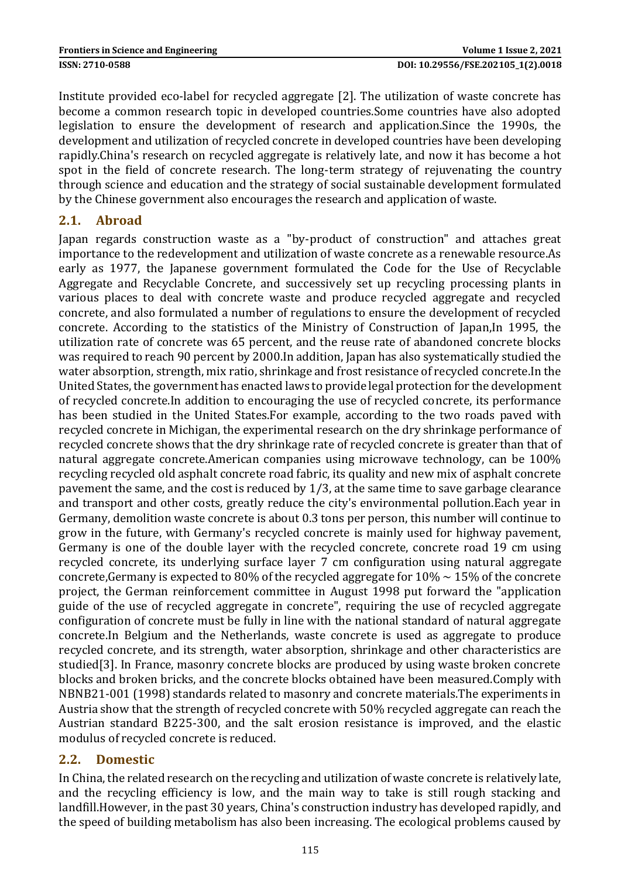Institute provided eco-label for recycled aggregate [2]. The utilization of waste concrete has become a common research topic in developed countries.Some countries have also adopted legislation to ensure the development of research and application.Since the 1990s, the development and utilization of recycled concrete in developed countries have been developing rapidly.China's research on recycled aggregate is relatively late, and now it has become a hot spot in the field of concrete research. The long-term strategy of rejuvenating the country through science and education and the strategy of social sustainable development formulated by the Chinese government also encourages the research and application of waste.

## 2.1. Abroad

Japan regards construction waste as a "by-product of construction" and attaches great importance to the redevelopment and utilization of waste concrete as a renewable resource.As early as 1977, the Japanese government formulated the Code for the Use of Recyclable Aggregate and Recyclable Concrete, and successively set up recycling processing plants in various places to deal with concrete waste and produce recycled aggregate and recycled concrete, and also formulated a number of regulations to ensure the development of recycled concrete. According to the statistics of the Ministry of Construction of Japan,In 1995, the utilization rate of concrete was 65 percent, and the reuse rate of abandoned concrete blocks was required to reach 90 percent by 2000.In addition, Japan has also systematically studied the water absorption, strength, mix ratio, shrinkage and frost resistance of recycled concrete.In the United States, the government has enacted laws to provide legal protection for the development of recycled concrete.In addition to encouraging the use of recycled concrete, its performance has been studied in the United States.For example, according to the two roads paved with recycled concrete in Michigan, the experimental research on the dry shrinkage performance of recycled concrete shows that the dry shrinkage rate of recycled concrete is greater than that of natural aggregate concrete.American companies using microwave technology, can be 100% recycling recycled old asphalt concrete road fabric, its quality and new mix of asphalt concrete pavement the same, and the cost is reduced by 1/3, at the same time to save garbage clearance and transport and other costs, greatly reduce the city's environmental pollution.Each year in Germany, demolition waste concrete is about 0.3 tons per person, this number will continue to grow in the future, with Germany's recycled concrete is mainly used for highway pavement, Germany is one of the double layer with the recycled concrete, concrete road 19 cm using recycled concrete, its underlying surface layer 7 cm configuration using natural aggregate concrete,Germany is expected to 80% of the recycled aggregate for 10% ~ 15% of the concrete project, the German reinforcement committee in August 1998 put forward the "application guide of the use of recycled aggregate in concrete", requiring the use of recycled aggregate configuration of concrete must be fully in line with the national standard of natural aggregate concrete.In Belgium and the Netherlands, waste concrete is used as aggregate to produce recycled concrete, and its strength, water absorption, shrinkage and other characteristics are studied[3]. In France, masonry concrete blocks are produced by using waste broken concrete blocks and broken bricks, and the concrete blocks obtained have been measured.Comply with NBNB21-001 (1998) standards related to masonry and concrete materials.The experiments in Austria show that the strength of recycled concrete with 50% recycled aggregate can reach the Austrian standard B225-300, and the salt erosion resistance is improved, and the elastic modulus of recycled concrete is reduced.

## 2.2. Domestic

In China, the related research on the recycling and utilization of waste concrete is relatively late, and the recycling efficiency is low, and the main way to take is still rough stacking and landfill.However, in the past 30 years, China's construction industry has developed rapidly, and the speed of building metabolism has also been increasing. The ecological problems caused by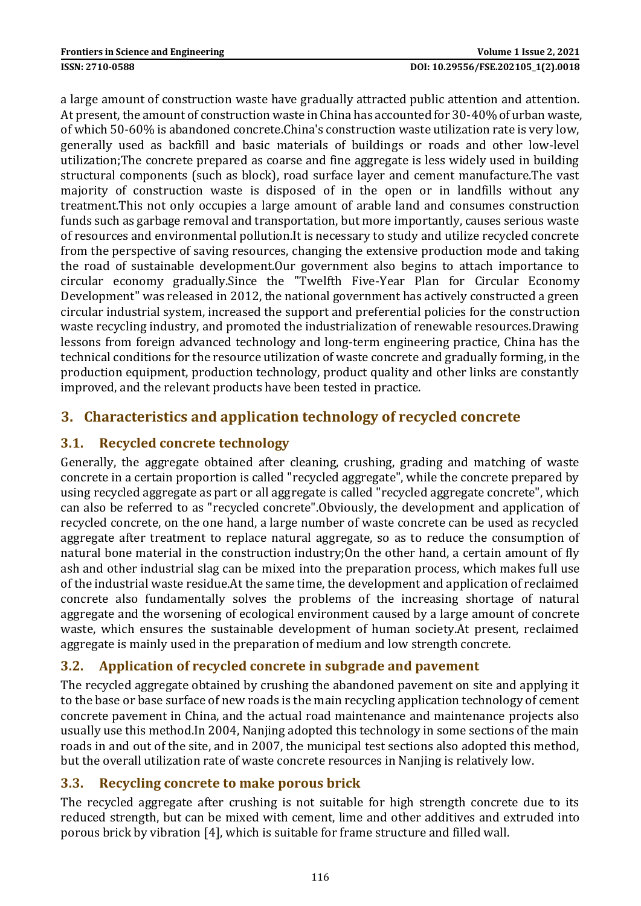a large amount of construction waste have gradually attracted public attention and attention. At present, the amount of construction waste in China has accounted for 30-40% of urban waste, of which 50-60% is abandoned concrete.China's construction waste utilization rate is very low, generally used as backfill and basic materials of buildings or roads and other low-level utilization;The concrete prepared as coarse and fine aggregate is less widely used in building structural components (such as block), road surface layer and cement manufacture.The vast majority of construction waste is disposed of in the open or in landfills without any treatment.This not only occupies a large amount of arable land and consumes construction funds such as garbage removal and transportation, but more importantly, causes serious waste of resources and environmental pollution.It is necessary to study and utilize recycled concrete from the perspective of saving resources, changing the extensive production mode and taking the road of sustainable development.Our government also begins to attach importance to circular economy gradually.Since the "Twelfth Five-Year Plan for Circular Economy Development" was released in 2012, the national government has actively constructed a green circular industrial system, increased the support and preferential policies for the construction waste recycling industry, and promoted the industrialization of renewable resources.Drawing lessons from foreign advanced technology and long-term engineering practice, China has the technical conditions for the resource utilization of waste concrete and gradually forming, in the production equipment, production technology, product quality and other links are constantly improved, and the relevant products have been tested in practice.

## 3. Characteristics and application technology of recycled concrete

### 3.1. Recycled concrete technology

Generally, the aggregate obtained after cleaning, crushing, grading and matching of waste concrete in a certain proportion is called "recycled aggregate", while the concrete prepared by using recycled aggregate as part or all aggregate is called "recycled aggregate concrete", which can also be referred to as "recycled concrete".Obviously, the development and application of recycled concrete, on the one hand, a large number of waste concrete can be used as recycled aggregate after treatment to replace natural aggregate, so as to reduce the consumption of natural bone material in the construction industry;On the other hand, a certain amount of fly ash and other industrial slag can be mixed into the preparation process, which makes full use of the industrial waste residue.At the same time, the development and application of reclaimed concrete also fundamentally solves the problems of the increasing shortage of natural aggregate and the worsening of ecological environment caused by a large amount of concrete waste, which ensures the sustainable development of human society.At present, reclaimed aggregate is mainly used in the preparation of medium and low strength concrete.

### 3.2. Application of recycled concrete in subgrade and pavement

The recycled aggregate obtained by crushing the abandoned pavement on site and applying it to the base or base surface of new roads is the main recycling application technology of cement concrete pavement in China, and the actual road maintenance and maintenance projects also usually use this method.In 2004, Nanjing adopted this technology in some sections of the main roads in and out of the site, and in 2007, the municipal test sections also adopted this method, but the overall utilization rate of waste concrete resources in Nanjing is relatively low.

### 3.3. Recycling concrete to make porous brick

The recycled aggregate after crushing is not suitable for high strength concrete due to its reduced strength, but can be mixed with cement, lime and other additives and extruded into porous brick by vibration [4], which is suitable for frame structure and filled wall.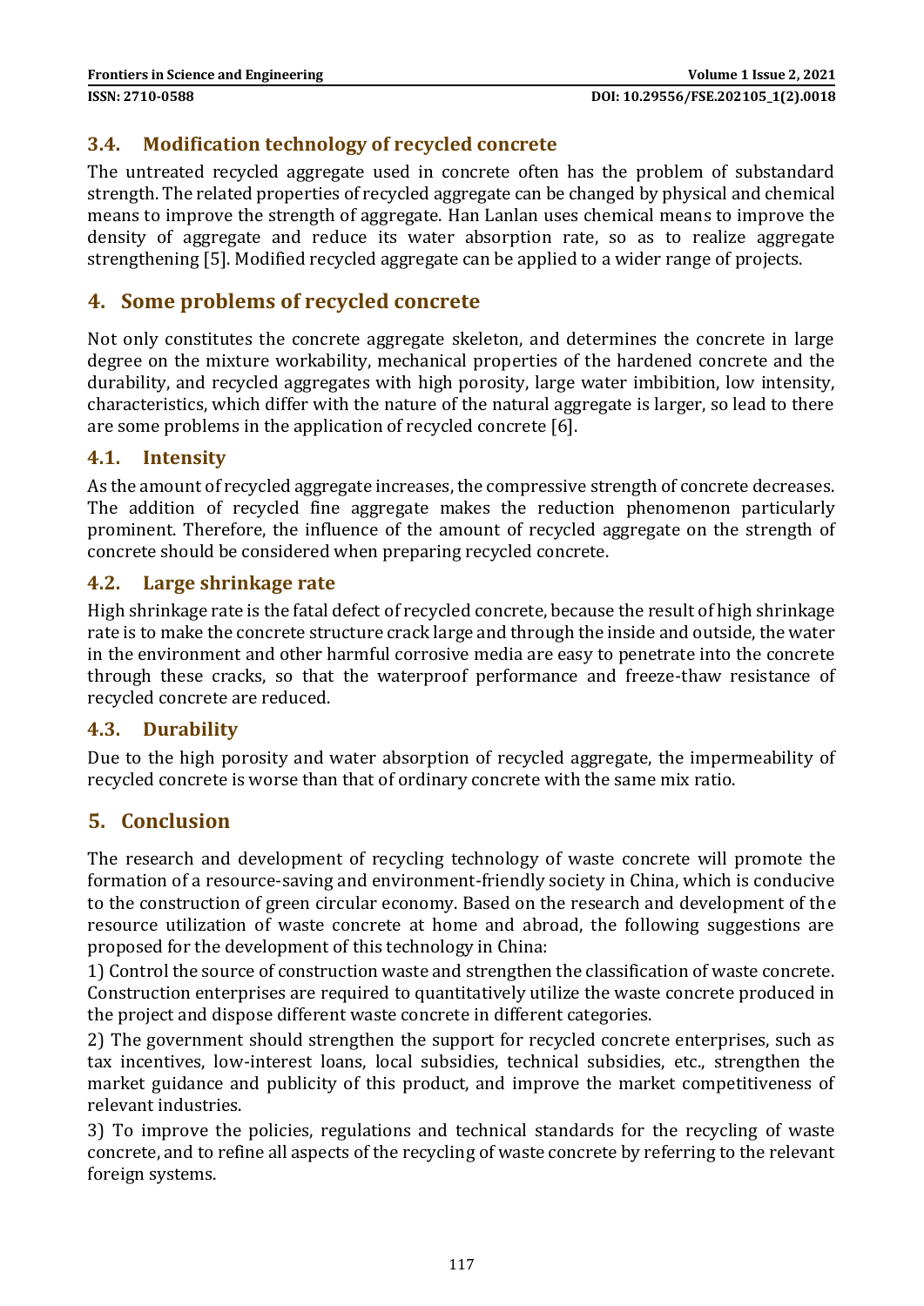### 3.4. Modification technology of recycled concrete

The untreated recycled aggregate used in concrete often has the problem of substandard strength. The related properties of recycled aggregate can be changed by physical and chemical means to improve the strength of aggregate. Han Lanlan uses chemical means to improve the density of aggregate and reduce its water absorption rate, so as to realize aggregate strengthening [5]. Modified recycled aggregate can be applied to a wider range of projects.

## 4. Some problems of recycled concrete

Not only constitutes the concrete aggregate skeleton, and determines the concrete in large degree on the mixture workability, mechanical properties of the hardened concrete and the durability, and recycled aggregates with high porosity, large water imbibition, low intensity, characteristics, which differ with the nature of the natural aggregate is larger, so lead to there are some problems in the application of recycled concrete [6].

### 4.1. Intensity

As the amount of recycled aggregate increases, the compressive strength of concrete decreases. The addition of recycled fine aggregate makes the reduction phenomenon particularly prominent. Therefore, the influence of the amount of recycled aggregate on the strength of concrete should be considered when preparing recycled concrete.

### 4.2. Large shrinkage rate

High shrinkage rate is the fatal defect of recycled concrete, because the result of high shrinkage rate is to make the concrete structure crack large and through the inside and outside, the water in the environment and other harmful corrosive media are easy to penetrate into the concrete through these cracks, so that the waterproof performance and freeze-thaw resistance of recycled concrete are reduced.

### 4.3. Durability

Due to the high porosity and water absorption of recycled aggregate, the impermeability of recycled concrete is worse than that of ordinary concrete with the same mix ratio.

## 5. Conclusion

The research and development of recycling technology of waste concrete will promote the formation of a resource-saving and environment-friendly society in China, which is conducive to the construction of green circular economy. Based on the research and development of the resource utilization of waste concrete at home and abroad, the following suggestions are proposed for the development of this technology in China:

1) Control the source of construction waste and strengthen the classification of waste concrete. Construction enterprises are required to quantitatively utilize the waste concrete produced in the project and dispose different waste concrete in different categories.

2) The government should strengthen the support for recycled concrete enterprises, such as tax incentives, low-interest loans, local subsidies, technical subsidies, etc., strengthen the market guidance and publicity of this product, and improve the market competitiveness of relevant industries.

3) To improve the policies, regulations and technical standards for the recycling of waste concrete, and to refine all aspects of the recycling of waste concrete by referring to the relevant foreign systems.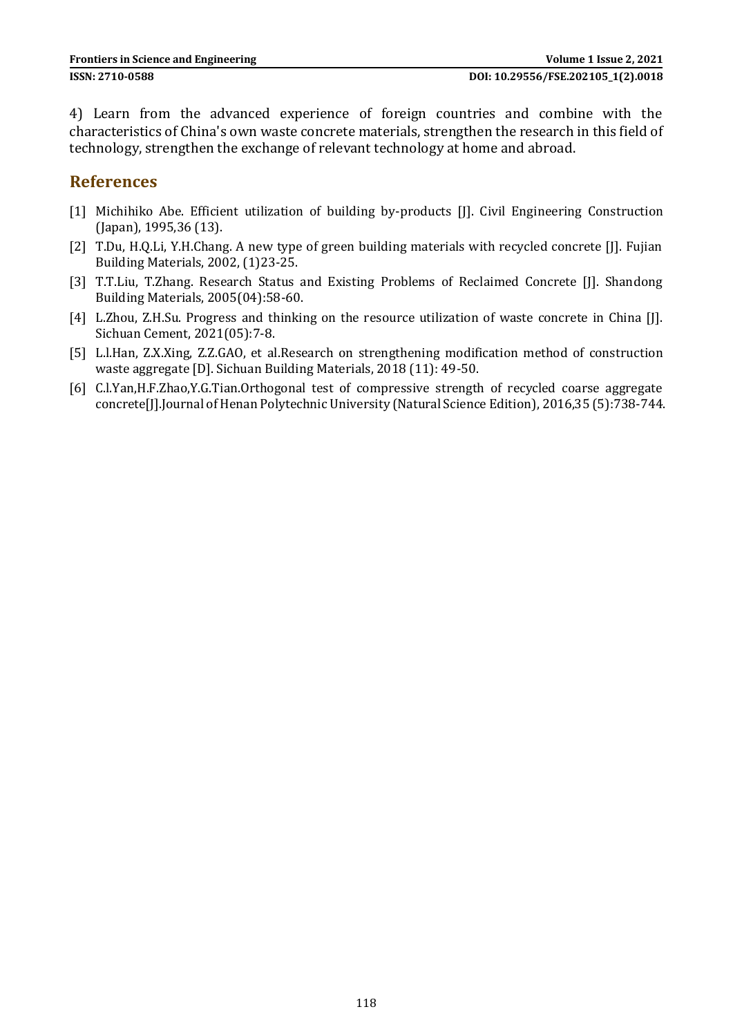4) Learn from the advanced experience of foreign countries and combine with the characteristics of China's own waste concrete materials, strengthen the research in this field of technology, strengthen the exchange of relevant technology at home and abroad.

## References

[1] Michihiko Abe. Efficient utilization of building by-products [J]. Civil Engineering Construction (Japan), 1995,36 (13).

[2] T.Du, H.Q.Li, Y.H.Chang. A new type of green building materials with recycled concrete [J]. Fujian Building Materials, 2002, (1)23-25.

[3] T.T.Liu, T.Zhang. Research Status and Existing Problems of Reclaimed Concrete [J]. Shandong Building Materials, 2005(04):58-60.

[4] L.Zhou, Z.H.Su. Progress and thinking on the resource utilization of waste concrete in China [J]. Sichuan Cement, 2021(05):7-8.

[5] L.l.Han, Z.X.Xing, Z.Z.GAO, et al.Research on strengthening modification method of construction waste aggregate [D]. Sichuan Building Materials, 2018 (11): 49-50.

[6] C.l.Yan,H.F.Zhao,Y.G.Tian.Orthogonal test of compressive strength of recycled coarse aggregate concrete[J].Journal of Henan Polytechnic University (Natural Science Edition), 2016,35 (5):738-744.